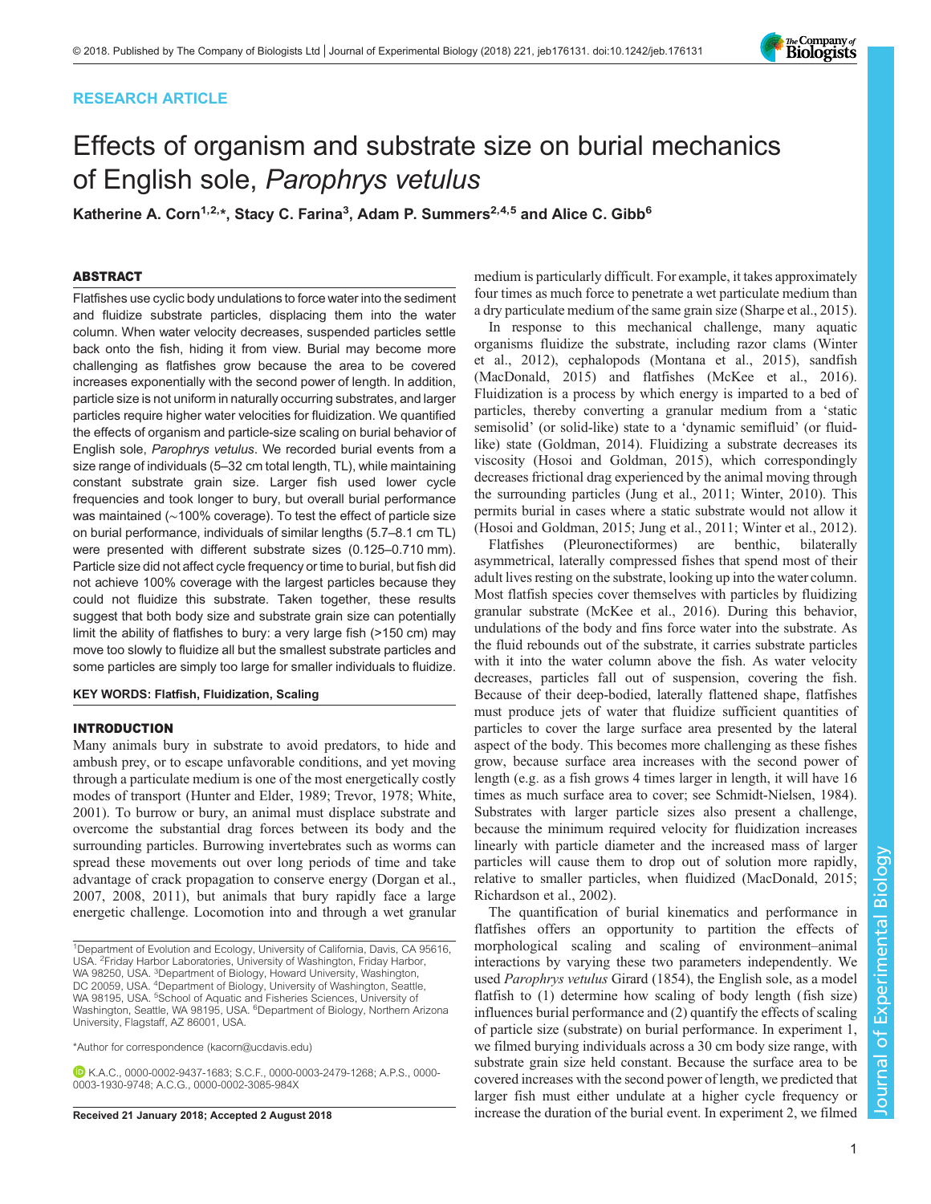RESEARCH ARTICLE

# Effects of organism and substrate size on burial mechanics of English sole, *Parophrys vetulus*

**Katherine A. Corn[1,2,*], Stacy C. Farina[3], Adam P. Summers[2,4,5] and Alice C. Gibb[6]**

## ABSTRACT

Flatfishes use cyclic body undulations to force water into the sediment and fluidize substrate particles, displacing them into the water column. When water velocity decreases, suspended particles settle back onto the fish, hiding it from view. Burial may become more challenging as flatfishes grow because the area to be covered increases exponentially with the second power of length. In addition, particle size is not uniform in naturally occurring substrates, and larger particles require higher water velocities for fluidization. We quantified the effects of organism and particle-size scaling on burial behavior of English sole, *Parophrys vetulus*. We recorded burial events from a size range of individuals (5–32 cm total length, TL), while maintaining constant substrate grain size. Larger fish used lower cycle frequencies and took longer to bury, but overall burial performance was maintained (∼100% coverage). To test the effect of particle size on burial performance, individuals of similar lengths (5.7–8.1 cm TL) were presented with different substrate sizes (0.125–0.710 mm). Particle size did not affect cycle frequency or time to burial, but fish did not achieve 100% coverage with the largest particles because they could not fluidize this substrate. Taken together, these results suggest that both body size and substrate grain size can potentially limit the ability of flatfishes to bury: a very large fish (>150 cm) may move too slowly to fluidize all but the smallest substrate particles and some particles are simply too large for smaller individuals to fluidize.

**KEY WORDS: Flatfish, Fluidization, Scaling**

## INTRODUCTION

Many animals bury in substrate to avoid predators, to hide and ambush prey, or to escape unfavorable conditions, and yet moving through a particulate medium is one of the most energetically costly modes of transport (Hunter and Elder, 1989; Trevor, 1978; White, 2001). To burrow or bury, an animal must displace substrate and overcome the substantial drag forces between its body and the surrounding particles. Burrowing invertebrates such as worms can spread these movements out over long periods of time and take advantage of crack propagation to conserve energy (Dorgan et al., 2007, 2008, 2011), but animals that bury rapidly face a large energetic challenge. Locomotion into and through a wet granular medium is particularly difficult. For example, it takes approximately four times as much force to penetrate a wet particulate medium than a dry particulate medium of the same grain size (Sharpe et al., 2015).

In response to this mechanical challenge, many aquatic organisms fluidize the substrate, including razor clams (Winter et al., 2012), cephalopods (Montana et al., 2015), sandfish (MacDonald, 2015) and flatfishes (McKee et al., 2016). Fluidization is a process by which energy is imparted to a bed of particles, thereby converting a granular medium from a 'static semisolid' (or solid-like) state to a 'dynamic semifluid' (or fluid-like) state (Goldman, 2014). Fluidizing a substrate decreases its viscosity (Hosoi and Goldman, 2015), which correspondingly decreases frictional drag experienced by the animal moving through the surrounding particles (Jung et al., 2011; Winter, 2010). This permits burial in cases where a static substrate would not allow it (Hosoi and Goldman, 2015; Jung et al., 2011; Winter et al., 2012).

Flatfishes (Pleuronectiformes) are benthic, bilaterally asymmetrical, laterally compressed fishes that spend most of their adult lives resting on the substrate, looking up into the water column. Most flatfish species cover themselves with particles by fluidizing granular substrate (McKee et al., 2016). During this behavior, undulations of the body and fins force water into the substrate. As the fluid rebounds out of the substrate, it carries substrate particles with it into the water column above the fish. As water velocity decreases, particles fall out of suspension, covering the fish. Because of their deep-bodied, laterally flattened shape, flatfishes must produce jets of water that fluidize sufficient quantities of particles to cover the large surface area presented by the lateral aspect of the body. This becomes more challenging as these fishes grow, because surface area increases with the second power of length (e.g. as a fish grows 4 times larger in length, it will have 16 times as much surface area to cover; see Schmidt-Nielsen, 1984). Substrates with larger particle sizes also present a challenge, because the minimum required velocity for fluidization increases linearly with particle diameter and the increased mass of larger particles will cause them to drop out of solution more rapidly, relative to smaller particles, when fluidized (MacDonald, 2015; Richardson et al., 2002).

The quantification of burial kinematics and performance in flatfishes offers an opportunity to partition the effects of morphological scaling and scaling of environment–animal interactions by varying these two parameters independently. We used *Parophrys vetulus* Girard (1854), the English sole, as a model flatfish to (1) determine how scaling of body length (fish size) influences burial performance and (2) quantify the effects of scaling of particle size (substrate) on burial performance. In experiment 1, we filmed burying individuals across a 30 cm body size range, with substrate grain size held constant. Because the surface area to be covered increases with the second power of length, we predicted that larger fish must either undulate at a higher cycle frequency or increase the duration of the burial event. In experiment 2, we filmed

[1]Department of Evolution and Ecology, University of California, Davis, CA 95616, USA. [2]Friday Harbor Laboratories, University of Washington, Friday Harbor, WA 98250, USA. [3]Department of Biology, Howard University, Washington, DC 20059, USA. [4]Department of Biology, University of Washington, Seattle, WA 98195, USA. [5]School of Aquatic and Fisheries Sciences, University of Washington, Seattle, WA 98195, USA. [6]Department of Biology, Northern Arizona University, Flagstaff, AZ 86001, USA.

*Author for correspondence (kacorn@ucdavis.edu)

K.A.C., 0000-0002-9437-1683; S.C.F., 0000-0003-2479-1268; A.P.S., 0000-0003-1930-9748; A.C.G., 0000-0002-3085-984X

**Received 21 January 2018; Accepted 2 August 2018**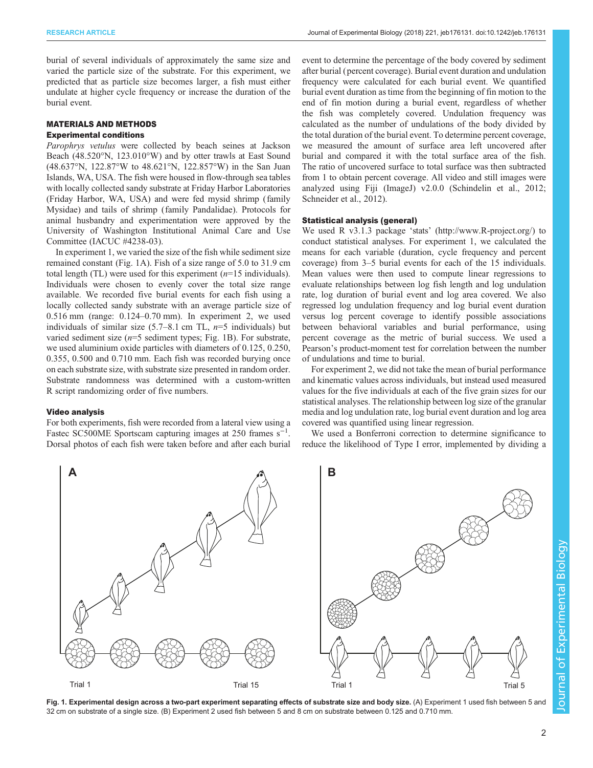burial of several individuals of approximately the same size and varied the particle size of the substrate. For this experiment, we predicted that as particle size becomes larger, a fish must either undulate at higher cycle frequency or increase the duration of the burial event.

## MATERIALS AND METHODS

### Experimental conditions

*Parophrys vetulus* were collected by beach seines at Jackson Beach (48.520°N, 123.010°W) and by otter trawls at East Sound (48.637°N, 122.87°W to 48.621°N, 122.857°W) in the San Juan Islands, WA, USA. The fish were housed in flow-through sea tables with locally collected sandy substrate at Friday Harbor Laboratories (Friday Harbor, WA, USA) and were fed mysid shrimp (family Mysidae) and tails of shrimp (family Pandalidae). Protocols for animal husbandry and experimentation were approved by the University of Washington Institutional Animal Care and Use Committee (IACUC #4238-03).

In experiment 1, we varied the size of the fish while sediment size remained constant (Fig. 1A). Fish of a size range of 5.0 to 31.9 cm total length (TL) were used for this experiment ($n$=15 individuals). Individuals were chosen to evenly cover the total size range available. We recorded five burial events for each fish using a locally collected sandy substrate with an average particle size of 0.516 mm (range: 0.124–0.70 mm). In experiment 2, we used individuals of similar size (5.7–8.1 cm TL, $n$=5 individuals) but varied sediment size ($n$=5 sediment types; Fig. 1B). For substrate, we used aluminium oxide particles with diameters of 0.125, 0.250, 0.355, 0.500 and 0.710 mm. Each fish was recorded burying once on each substrate size, with substrate size presented in random order. Substrate randomness was determined with a custom-written R script randomizing order of five numbers.

### Video analysis

For both experiments, fish were recorded from a lateral view using a Fastec SC500ME Sportscam capturing images at 250 frames $s^{-1}$. Dorsal photos of each fish were taken before and after each burial event to determine the percentage of the body covered by sediment after burial (percent coverage). Burial event duration and undulation frequency were calculated for each burial event. We quantified burial event duration as time from the beginning of fin motion to the end of fin motion during a burial event, regardless of whether the fish was completely covered. Undulation frequency was calculated as the number of undulations of the body divided by the total duration of the burial event. To determine percent coverage, we measured the amount of surface area left uncovered after burial and compared it with the total surface area of the fish. The ratio of uncovered surface to total surface was then subtracted from 1 to obtain percent coverage. All video and still images were analyzed using Fiji (ImageJ) v2.0.0 (Schindelin et al., 2012; Schneider et al., 2012).

### Statistical analysis (general)

We used R v3.1.3 package 'stats' (http://www.R-project.org/) to conduct statistical analyses. For experiment 1, we calculated the means for each variable (duration, cycle frequency and percent coverage) from 3–5 burial events for each of the 15 individuals. Mean values were then used to compute linear regressions to evaluate relationships between log fish length and log undulation rate, log duration of burial event and log area covered. We also regressed log undulation frequency and log burial event duration versus log percent coverage to identify possible associations between behavioral variables and burial performance, using percent coverage as the metric of burial success. We used a Pearson's product-moment test for correlation between the number of undulations and time to burial.

For experiment 2, we did not take the mean of burial performance and kinematic values across individuals, but instead used measured values for the five individuals at each of the five grain sizes for our statistical analyses. The relationship between log size of the granular media and log undulation rate, log burial event duration and log area covered was quantified using linear regression.

We used a Bonferroni correction to determine significance to reduce the likelihood of Type I error, implemented by dividing a

**Fig. 1. Experimental design across a two-part experiment separating effects of substrate size and body size.** (A) Experiment 1 used fish between 5 and 32 cm on substrate of a single size. (B) Experiment 2 used fish between 5 and 8 cm on substrate between 0.125 and 0.710 mm.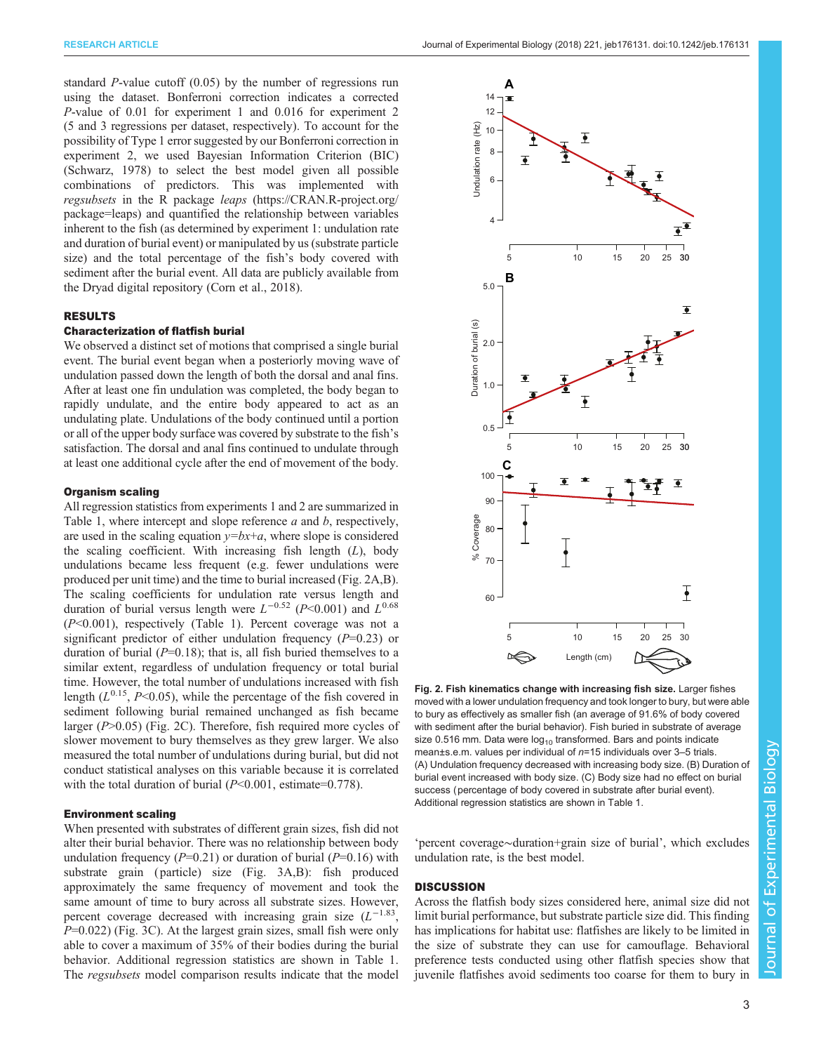standard *P*-value cutoff (0.05) by the number of regressions run using the dataset. Bonferroni correction indicates a corrected *P*-value of 0.01 for experiment 1 and 0.016 for experiment 2 (5 and 3 regressions per dataset, respectively). To account for the possibility of Type 1 error suggested by our Bonferroni correction in experiment 2, we used Bayesian Information Criterion (BIC) (Schwarz, 1978) to select the best model given all possible combinations of predictors. This was implemented with *regsubsets* in the R package *leaps* (https://CRAN.R-project.org/package=leaps) and quantified the relationship between variables inherent to the fish (as determined by experiment 1: undulation rate and duration of burial event) or manipulated by us (substrate particle size) and the total percentage of the fish's body covered with sediment after the burial event. All data are publicly available from the Dryad digital repository (Corn et al., 2018).

## RESULTS

### Characterization of flatfish burial

We observed a distinct set of motions that comprised a single burial event. The burial event began when a posteriorly moving wave of undulation passed down the length of both the dorsal and anal fins. After at least one fin undulation was completed, the body began to rapidly undulate, and the entire body appeared to act as an undulating plate. Undulations of the body continued until a portion or all of the upper body surface was covered by substrate to the fish's satisfaction. The dorsal and anal fins continued to undulate through at least one additional cycle after the end of movement of the body.

### Organism scaling

All regression statistics from experiments 1 and 2 are summarized in Table 1, where intercept and slope reference *a* and *b*, respectively, are used in the scaling equation $y=bx+a$, where slope is considered the scaling coefficient. With increasing fish length ($L$), body undulations became less frequent (e.g. fewer undulations were produced per unit time) and the time to burial increased (Fig. 2A,B). The scaling coefficients for undulation rate versus length and duration of burial versus length were $L^{-0.52}$ ($P$<0.001) and $L^{0.68}$ ($P$<0.001), respectively (Table 1). Percent coverage was not a significant predictor of either undulation frequency ($P$=0.23) or duration of burial ($P$=0.18); that is, all fish buried themselves to a similar extent, regardless of undulation frequency or total burial time. However, the total number of undulations increased with fish length ($L^{0.15}$, $P$<0.05), while the percentage of the fish covered in sediment following burial remained unchanged as fish became larger ($P$>0.05) (Fig. 2C). Therefore, fish required more cycles of slower movement to bury themselves as they grew larger. We also measured the total number of undulations during burial, but did not conduct statistical analyses on this variable because it is correlated with the total duration of burial ($P$<0.001, estimate=0.778).

### Environment scaling

When presented with substrates of different grain sizes, fish did not alter their burial behavior. There was no relationship between body undulation frequency ($P$=0.21) or duration of burial ($P$=0.16) with substrate grain (particle) size (Fig. 3A,B): fish produced approximately the same frequency of movement and took the same amount of time to bury across all substrate sizes. However, percent coverage decreased with increasing grain size ($L^{-1.83}$, $P$=0.022) (Fig. 3C). At the largest grain sizes, small fish were only able to cover a maximum of 35% of their bodies during the burial behavior. Additional regression statistics are shown in Table 1. The *regsubsets* model comparison results indicate that the model 'percent coverage~duration+grain size of burial', which excludes undulation rate, is the best model.

**Fig. 2. Fish kinematics change with increasing fish size.** Larger fishes moved with a lower undulation frequency and took longer to bury, but were able to bury as effectively as smaller fish (an average of 91.6% of body covered with sediment after the burial behavior). Fish buried in substrate of average size 0.516 mm. Data were $\log_{10}$ transformed. Bars and points indicate mean±s.e.m. values per individual of $n$=15 individuals over 3–5 trials. (A) Undulation frequency decreased with increasing body size. (B) Duration of burial event increased with body size. (C) Body size had no effect on burial success (percentage of body covered in substrate after burial event). Additional regression statistics are shown in Table 1.

## DISCUSSION

Across the flatfish body sizes considered here, animal size did not limit burial performance, but substrate particle size did. This finding has implications for habitat use: flatfishes are likely to be limited in the size of substrate they can use for camouflage. Behavioral preference tests conducted using other flatfish species show that juvenile flatfishes avoid sediments too coarse for them to bury in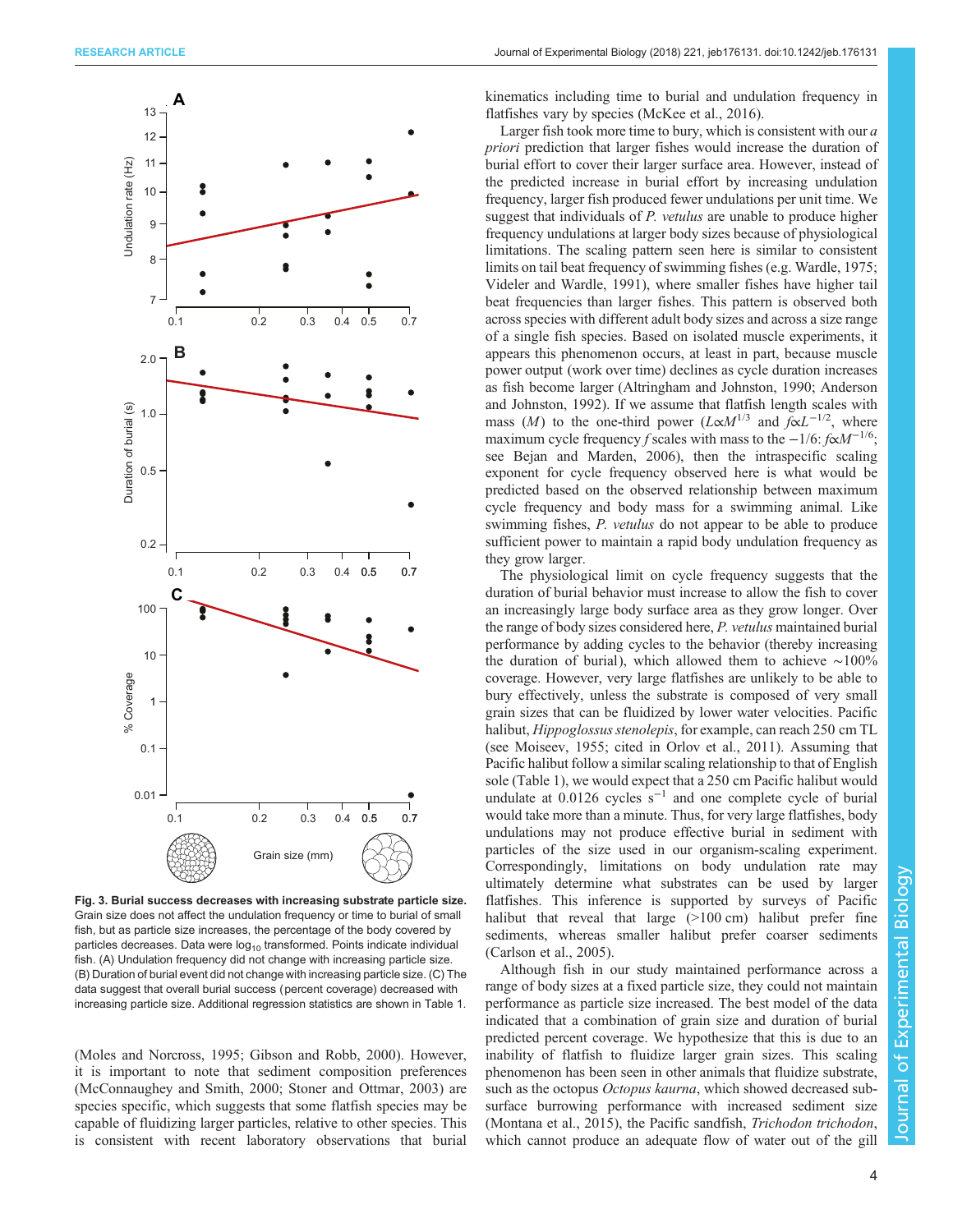Fig. 3. **Burial success decreases with increasing substrate particle size.** Grain size does not affect the undulation frequency or time to burial of small fish, but as particle size increases, the percentage of the body covered by particles decreases. Data were $\log_{10}$ transformed. Points indicate individual fish. (A) Undulation frequency did not change with increasing particle size. (B) Duration of burial event did not change with increasing particle size. (C) The data suggest that overall burial success (percent coverage) decreased with increasing particle size. Additional regression statistics are shown in Table 1.

(Moles and Norcross, 1995; Gibson and Robb, 2000). However, it is important to note that sediment composition preferences (McConnaughey and Smith, 2000; Stoner and Ottmar, 2003) are species specific, which suggests that some flatfish species may be capable of fluidizing larger particles, relative to other species. This is consistent with recent laboratory observations that burial kinematics including time to burial and undulation frequency in flatfishes vary by species (McKee et al., 2016).

Larger fish took more time to bury, which is consistent with our *a priori* prediction that larger fishes would increase the duration of burial effort to cover their larger surface area. However, instead of the predicted increase in burial effort by increasing undulation frequency, larger fish produced fewer undulations per unit time. We suggest that individuals of *P. vetulus* are unable to produce higher frequency undulations at larger body sizes because of physiological limitations. The scaling pattern seen here is similar to consistent limits on tail beat frequency of swimming fishes (e.g. Wardle, 1975; Videler and Wardle, 1991), where smaller fishes have higher tail beat frequencies than larger fishes. This pattern is observed both across species with different adult body sizes and across a size range of a single fish species. Based on isolated muscle experiments, it appears this phenomenon occurs, at least in part, because muscle power output (work over time) declines as cycle duration increases as fish become larger (Altringham and Johnston, 1990; Anderson and Johnston, 1992). If we assume that flatfish length scales with mass ($M$) to the one-third power ($L \propto M^{1/3}$ and $f \propto L^{-1/2}$, where maximum cycle frequency $f$ scales with mass to the −1/6: $f \propto M^{-1/6}$; see Bejan and Marden, 2006), then the intraspecific scaling exponent for cycle frequency observed here is what would be predicted based on the observed relationship between maximum cycle frequency and body mass for a swimming animal. Like swimming fishes, *P. vetulus* do not appear to be able to produce sufficient power to maintain a rapid body undulation frequency as they grow larger.

The physiological limit on cycle frequency suggests that the duration of burial behavior must increase to allow the fish to cover an increasingly large body surface area as they grow longer. Over the range of body sizes considered here, *P. vetulus* maintained burial performance by adding cycles to the behavior (thereby increasing the duration of burial), which allowed them to achieve ∼100% coverage. However, very large flatfishes are unlikely to be able to bury effectively, unless the substrate is composed of very small grain sizes that can be fluidized by lower water velocities. Pacific halibut, *Hippoglossus stenolepis*, for example, can reach 250 cm TL (see Moiseev, 1955; cited in Orlov et al., 2011). Assuming that Pacific halibut follow a similar scaling relationship to that of English sole (Table 1), we would expect that a 250 cm Pacific halibut would undulate at 0.0126 cycles $s^{-1}$ and one complete cycle of burial would take more than a minute. Thus, for very large flatfishes, body undulations may not produce effective burial in sediment with particles of the size used in our organism-scaling experiment. Correspondingly, limitations on body undulation rate may ultimately determine what substrates can be used by larger flatfishes. This inference is supported by surveys of Pacific halibut that reveal that large (>100 cm) halibut prefer fine sediments, whereas smaller halibut prefer coarser sediments (Carlson et al., 2005).

Although fish in our study maintained performance across a range of body sizes at a fixed particle size, they could not maintain performance as particle size increased. The best model of the data indicated that a combination of grain size and duration of burial predicted percent coverage. We hypothesize that this is due to an inability of flatfish to fluidize larger grain sizes. This scaling phenomenon has been seen in other animals that fluidize substrate, such as the octopus *Octopus kaurna*, which showed decreased sub-surface burrowing performance with increased sediment size (Montana et al., 2015), the Pacific sandfish, *Trichodon trichodon*, which cannot produce an adequate flow of water out of the gill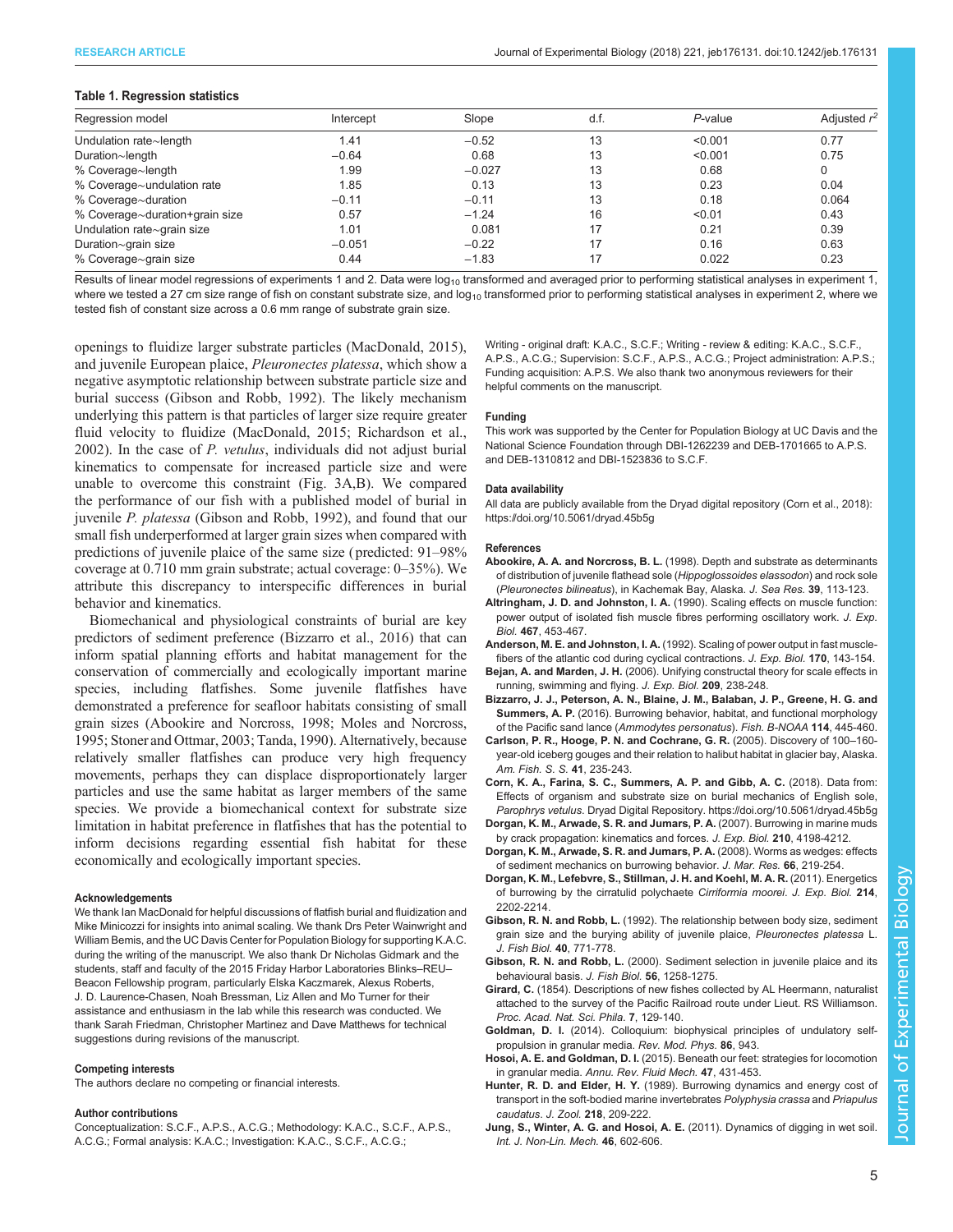**Table 1. Regression statistics**

| Regression model | Intercept | Slope | d.f. | *P*-value | Adjusted $r^2$ |
|---|---|---|---|---|---|
| Undulation rate~length | 1.41 | −0.52 | 13 | <0.001 | 0.77 |
| Duration~length | −0.64 | 0.68 | 13 | <0.001 | 0.75 |
| % Coverage~length | 1.99 | −0.027 | 13 | 0.68 | 0 |
| % Coverage~undulation rate | 1.85 | 0.13 | 13 | 0.23 | 0.04 |
| % Coverage~duration | −0.11 | −0.11 | 13 | 0.18 | 0.064 |
| % Coverage~duration+grain size | 0.57 | −1.24 | 16 | <0.01 | 0.43 |
| Undulation rate~grain size | 1.01 | 0.081 | 17 | 0.21 | 0.39 |
| Duration~grain size | −0.051 | −0.22 | 17 | 0.16 | 0.63 |
| % Coverage~grain size | 0.44 | −1.83 | 17 | 0.022 | 0.23 |

Results of linear model regressions of experiments 1 and 2. Data were $\log_{10}$ transformed and averaged prior to performing statistical analyses in experiment 1, where we tested a 27 cm size range of fish on constant substrate size, and $\log_{10}$ transformed prior to performing statistical analyses in experiment 2, where we tested fish of constant size across a 0.6 mm range of substrate grain size.

openings to fluidize larger substrate particles (MacDonald, 2015), and juvenile European plaice, *Pleuronectes platessa*, which show a negative asymptotic relationship between substrate particle size and burial success (Gibson and Robb, 1992). The likely mechanism underlying this pattern is that particles of larger size require greater fluid velocity to fluidize (MacDonald, 2015; Richardson et al., 2002). In the case of *P. vetulus*, individuals did not adjust burial kinematics to compensate for increased particle size and were unable to overcome this constraint (Fig. 3A,B). We compared the performance of our fish with a published model of burial in juvenile *P. platessa* (Gibson and Robb, 1992), and found that our small fish underperformed at larger grain sizes when compared with predictions of juvenile plaice of the same size (predicted: 91–98% coverage at 0.710 mm grain substrate; actual coverage: 0–35%). We attribute this discrepancy to interspecific differences in burial behavior and kinematics.

Biomechanical and physiological constraints of burial are key predictors of sediment preference (Bizzarro et al., 2016) that can inform spatial planning efforts and habitat management for the conservation of commercially and ecologically important marine species, including flatfishes. Some juvenile flatfishes have demonstrated a preference for seafloor habitats consisting of small grain sizes (Abookire and Norcross, 1998; Moles and Norcross, 1995; Stoner and Ottmar, 2003; Tanda, 1990). Alternatively, because relatively smaller flatfishes can produce very high frequency movements, perhaps they can displace disproportionately larger particles and use the same habitat as larger members of the same species. We provide a biomechanical context for substrate size limitation in habitat preference in flatfishes that has the potential to inform decisions regarding essential fish habitat for these economically and ecologically important species.

#### Acknowledgements

We thank Ian MacDonald for helpful discussions of flatfish burial and fluidization and Mike Minicozzi for insights into animal scaling. We thank Drs Peter Wainwright and William Bemis, and the UC Davis Center for Population Biology for supporting K.A.C. during the writing of the manuscript. We also thank Dr Nicholas Gidmark and the students, staff and faculty of the 2015 Friday Harbor Laboratories Blinks–REU–Beacon Fellowship program, particularly Elska Kaczmarek, Alexus Roberts, J. D. Laurence-Chasen, Noah Bressman, Liz Allen and Mo Turner for their assistance and enthusiasm in the lab while this research was conducted. We thank Sarah Friedman, Christopher Martinez and Dave Matthews for technical suggestions during revisions of the manuscript.

#### Competing interests

The authors declare no competing or financial interests.

#### Author contributions

Conceptualization: S.C.F., A.P.S., A.C.G.; Methodology: K.A.C., S.C.F., A.P.S., A.C.G.; Formal analysis: K.A.C.; Investigation: K.A.C., S.C.F., A.C.G.; Writing - original draft: K.A.C., S.C.F.; Writing - review & editing: K.A.C., S.C.F., A.P.S., A.C.G.; Supervision: S.C.F., A.P.S., A.C.G.; Project administration: A.P.S.; Funding acquisition: A.P.S. We also thank two anonymous reviewers for their helpful comments on the manuscript.

#### Funding

This work was supported by the Center for Population Biology at UC Davis and the National Science Foundation through DBI-1262239 and DEB-1701665 to A.P.S. and DEB-1310812 and DBI-1523836 to S.C.F.

#### Data availability

All data are publicly available from the Dryad digital repository (Corn et al., 2018): https://doi.org/10.5061/dryad.45b5g

#### References

**Abookire, A. A. and Norcross, B. L.** (1998). Depth and substrate as determinants of distribution of juvenile flathead sole (*Hippoglossoides elassodon*) and rock sole (*Pleuronectes bilineatus*), in Kachemak Bay, Alaska. *J. Sea Res.* **39**, 113-123.

**Altringham, J. D. and Johnston, I. A.** (1990). Scaling effects on muscle function: power output of isolated fish muscle fibres performing oscillatory work. *J. Exp. Biol.* **467**, 453-467.

**Anderson, M. E. and Johnston, I. A.** (1992). Scaling of power output in fast muscle-fibers of the atlantic cod during cyclical contractions. *J. Exp. Biol.* **170**, 143-154.

**Bejan, A. and Marden, J. H.** (2006). Unifying constructal theory for scale effects in running, swimming and flying. *J. Exp. Biol.* **209**, 238-248.

**Bizzarro, J. J., Peterson, A. N., Blaine, J. M., Balaban, J. P., Greene, H. G. and Summers, A. P.** (2016). Burrowing behavior, habitat, and functional morphology of the Pacific sand lance (*Ammodytes personatus*). *Fish. B-NOAA* **114**, 445-460.

**Carlson, P. R., Hooge, P. N. and Cochrane, G. R.** (2005). Discovery of 100–160-year-old iceberg gouges and their relation to halibut habitat in glacier bay, Alaska. *Am. Fish. S. S.* **41**, 235-243.

**Corn, K. A., Farina, S. C., Summers, A. P. and Gibb, A. C.** (2018). Data from: Effects of organism and substrate size on burial mechanics of English sole, *Parophrys vetulus*. Dryad Digital Repository. https://doi.org/10.5061/dryad.45b5g

**Dorgan, K. M., Arwade, S. R. and Jumars, P. A.** (2007). Burrowing in marine muds by crack propagation: kinematics and forces. *J. Exp. Biol.* **210**, 4198-4212.

**Dorgan, K. M., Arwade, S. R. and Jumars, P. A.** (2008). Worms as wedges: effects of sediment mechanics on burrowing behavior. *J. Mar. Res.* **66**, 219-254.

**Dorgan, K. M., Lefebvre, S., Stillman, J. H. and Koehl, M. A. R.** (2011). Energetics of burrowing by the cirratulid polychaete *Cirriformia moorei*. *J. Exp. Biol.* **214**, 2202-2214.

**Gibson, R. N. and Robb, L.** (1992). The relationship between body size, sediment grain size and the burying ability of juvenile plaice, *Pleuronectes platessa* L. *J. Fish Biol.* **40**, 771-778.

**Gibson, R. N. and Robb, L.** (2000). Sediment selection in juvenile plaice and its behavioural basis. *J. Fish Biol.* **56**, 1258-1275.

**Girard, C.** (1854). Descriptions of new fishes collected by AL Heermann, naturalist attached to the survey of the Pacific Railroad route under Lieut. RS Williamson. *Proc. Acad. Nat. Sci. Phila.* **7**, 129-140.

**Goldman, D. I.** (2014). Colloquium: biophysical principles of undulatory self-propulsion in granular media. *Rev. Mod. Phys.* **86**, 943.

**Hosoi, A. E. and Goldman, D. I.** (2015). Beneath our feet: strategies for locomotion in granular media. *Annu. Rev. Fluid Mech.* **47**, 431-453.

**Hunter, R. D. and Elder, H. Y.** (1989). Burrowing dynamics and energy cost of transport in the soft-bodied marine invertebrates *Polyphysia crassa* and *Priapulus caudatus*. *J. Zool.* **218**, 209-222.

**Jung, S., Winter, A. G. and Hosoi, A. E.** (2011). Dynamics of digging in wet soil. *Int. J. Non-Lin. Mech.* **46**, 602-606.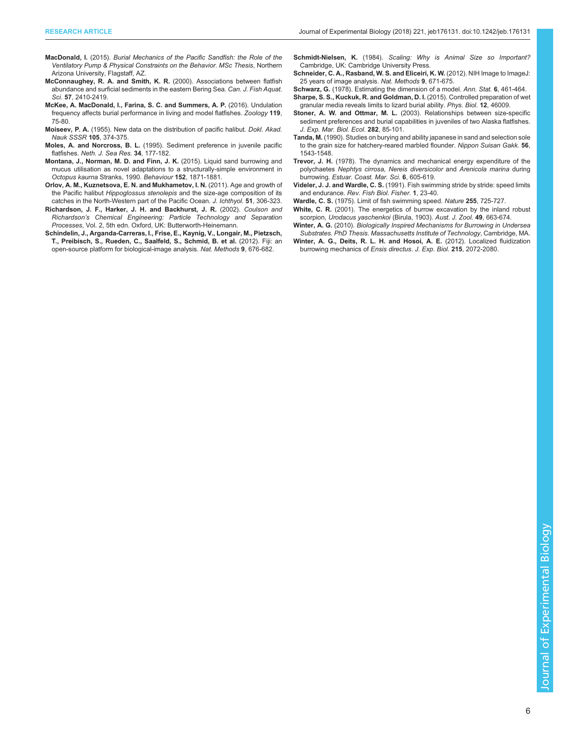**MacDonald, I.** (2015). *Burial Mechanics of the Pacific Sandfish: the Role of the Ventilatory Pump & Physical Constraints on the Behavior. MSc Thesis*, Northern Arizona University, Flagstaff, AZ.

**McConnaughey, R. A. and Smith, K. R.** (2000). Associations between flatfish abundance and surficial sediments in the eastern Bering Sea. *Can. J. Fish Aquat. Sci.* **57**, 2410-2419.

**McKee, A. MacDonald, I., Farina, S. C. and Summers, A. P.** (2016). Undulation frequency affects burial performance in living and model flatfishes. *Zoology* **119**, 75-80.

**Moiseev, P. A.** (1955). New data on the distribution of pacific halibut. *Dokl. Akad. Nauk SSSR* **105**, 374-375.

**Moles, A. and Norcross, B. L.** (1995). Sediment preference in juvenile pacific flatfishes. *Neth. J. Sea Res.* **34**, 177-182.

**Montana, J., Norman, M. D. and Finn, J. K.** (2015). Liquid sand burrowing and mucus utilisation as novel adaptations to a structurally-simple environment in *Octopus kaurna* Stranks, 1990. *Behaviour* **152**, 1871-1881.

**Orlov, A. M., Kuznetsova, E. N. and Mukhametov, I. N.** (2011). Age and growth of the Pacific halibut *Hippoglossus stenolepis* and the size-age composition of its catches in the North-Western part of the Pacific Ocean. *J. Ichthyol.* **51**, 306-323.

**Richardson, J. F., Harker, J. H. and Backhurst, J. R.** (2002). *Coulson and Richardson's Chemical Engineering: Particle Technology and Separation Processes*, Vol. 2, 5th edn. Oxford, UK: Butterworth-Heinemann.

**Schindelin, J., Arganda-Carreras, I., Frise, E., Kaynig, V., Longair, M., Pietzsch, T., Preibisch, S., Rueden, C., Saalfeld, S., Schmid, B. et al.** (2012). Fiji: an open-source platform for biological-image analysis. *Nat. Methods* **9**, 676-682.

**Schmidt-Nielsen, K.** (1984). *Scaling: Why is Animal Size so Important?* Cambridge, UK: Cambridge University Press.

**Schneider, C. A., Rasband, W. S. and Eliceiri, K. W.** (2012). NIH Image to ImageJ: 25 years of image analysis. *Nat. Methods* **9**, 671-675.

**Schwarz, G.** (1978). Estimating the dimension of a model. *Ann. Stat.* **6**, 461-464.

**Sharpe, S. S., Kuckuk, R. and Goldman, D. I.** (2015). Controlled preparation of wet granular media reveals limits to lizard burial ability. *Phys. Biol.* **12**, 46009.

**Stoner, A. W. and Ottmar, M. L.** (2003). Relationships between size-specific sediment preferences and burial capabilities in juveniles of two Alaska flatfishes. *J. Exp. Mar. Biol. Ecol.* **282**, 85-101.

**Tanda, M.** (1990). Studies on burying and ability japanese in sand and selection sole to the grain size for hatchery-reared marbled flounder. *Nippon Suisan Gakk.* **56**, 1543-1548.

**Trevor, J. H.** (1978). The dynamics and mechanical energy expenditure of the polychaetes *Nephtys cirrosa, Nereis diversicolor* and *Arenicola marina* during burrowing. *Estuar. Coast. Mar. Sci.* **6**, 605-619.

**Videler, J. J. and Wardle, C. S.** (1991). Fish swimming stride by stride: speed limits and endurance. *Rev. Fish Biol. Fisher.* **1**, 23-40.

**Wardle, C. S.** (1975). Limit of fish swimming speed. *Nature* **255**, 725-727.

**White, C. R.** (2001). The energetics of burrow excavation by the inland robust scorpion, *Urodacus yaschenkoi* (Birula, 1903). *Aust. J. Zool.* **49**, 663-674.

**Winter, A. G.** (2010). *Biologically Inspired Mechanisms for Burrowing in Undersea Substrates. PhD Thesis. Massachusetts Institute of Technology*, Cambridge, MA.

**Winter, A. G., Deits, R. L. H. and Hosoi, A. E.** (2012). Localized fluidization burrowing mechanics of *Ensis directus*. *J. Exp. Biol.* **215**, 2072-2080.